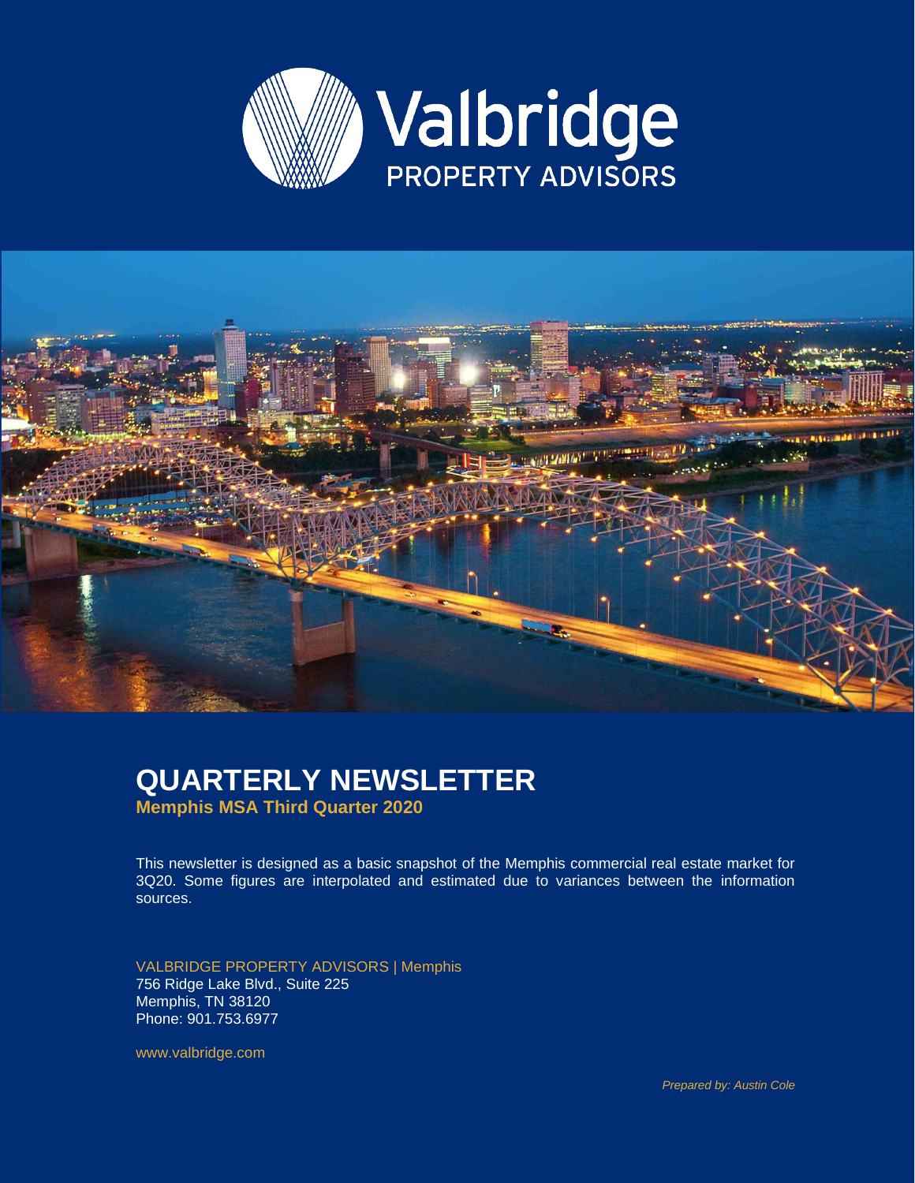# Valbridge
PROPERTY ADVISORS

# QUARTERLY NEWSLETTER

## Memphis MSA Third Quarter 2020

This newsletter is designed as a basic snapshot of the Memphis commercial real estate market for 3Q20. Some figures are interpolated and estimated due to variances between the information sources.

VALBRIDGE PROPERTY ADVISORS | Memphis
756 Ridge Lake Blvd., Suite 225
Memphis, TN 38120
Phone: 901.753.6977

www.valbridge.com

*Prepared by: Austin Cole*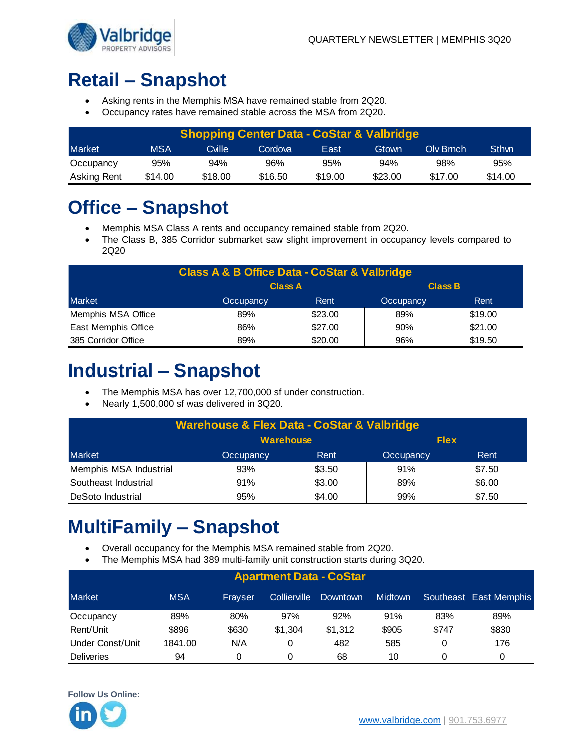# Retail – Snapshot

- Asking rents in the Memphis MSA have remained stable from 2Q20.
- Occupancy rates have remained stable across the MSA from 2Q20.

| Shopping Center Data - CoStar & Valbridge | | | | | | | |
|---|---|---|---|---|---|---|---|
| Market | MSA | Cville | Cordova | East | Gtown | Olv Brnch | Sthvn |
| Occupancy | 95% | 94% | 96% | 95% | 94% | 98% | 95% |
| Asking Rent | $14.00 | $18.00 | $16.50 | $19.00 | $23.00 | $17.00 | $14.00 |

# Office – Snapshot

- Memphis MSA Class A rents and occupancy remained stable from 2Q20.
- The Class B, 385 Corridor submarket saw slight improvement in occupancy levels compared to 2Q20

| Class A & B Office Data - CoStar & Valbridge | | | | |
|---|---|---|---|---|
| | Class A | | Class B | |
| Market | Occupancy | Rent | Occupancy | Rent |
| Memphis MSA Office | 89% | $23.00 | 89% | $19.00 |
| East Memphis Office | 86% | $27.00 | 90% | $21.00 |
| 385 Corridor Office | 89% | $20.00 | 96% | $19.50 |

# Industrial – Snapshot

- The Memphis MSA has over 12,700,000 sf under construction.
- Nearly 1,500,000 sf was delivered in 3Q20.

| Warehouse & Flex Data - CoStar & Valbridge | | | | |
|---|---|---|---|---|
| | Warehouse | | Flex | |
| Market | Occupancy | Rent | Occupancy | Rent |
| Memphis MSA Industrial | 93% | $3.50 | 91% | $7.50 |
| Southeast Industrial | 91% | $3.00 | 89% | $6.00 |
| DeSoto Industrial | 95% | $4.00 | 99% | $7.50 |

# MultiFamily – Snapshot

- Overall occupancy for the Memphis MSA remained stable from 2Q20.
- The Memphis MSA had 389 multi-family unit construction starts during 3Q20.

| Apartment Data - CoStar | | | | | | | |
|---|---|---|---|---|---|---|---|
| Market | MSA | Frayser | Collierville | Downtown | Midtown | Southeast | East Memphis |
| Occupancy | 89% | 80% | 97% | 92% | 91% | 83% | 89% |
| Rent/Unit | $896 | $630 | $1,304 | $1,312 | $905 | $747 | $830 |
| Under Const/Unit | 1841.00 | N/A | 0 | 482 | 585 | 0 | 176 |
| Deliveries | 94 | 0 | 0 | 68 | 10 | 0 | 0 |

**Follow Us Online:**

www.valbridge.com | 901.753.6977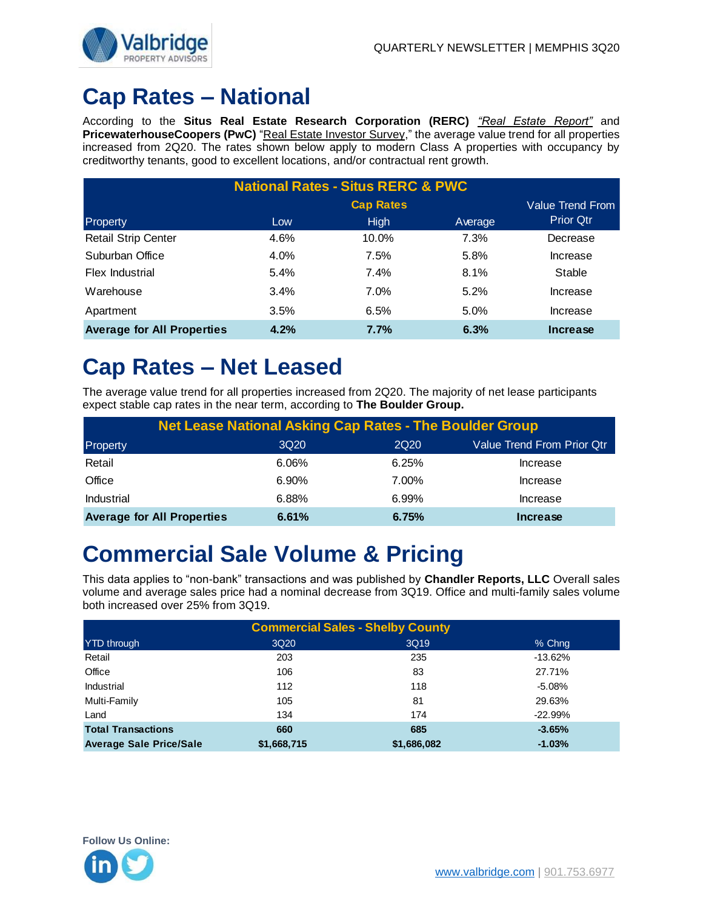# Cap Rates – National

According to the **Situs Real Estate Research Corporation (RERC)** *"Real Estate Report"* and **PricewaterhouseCoopers (PwC)** "Real Estate Investor Survey," the average value trend for all properties increased from 2Q20. The rates shown below apply to modern Class A properties with occupancy by creditworthy tenants, good to excellent locations, and/or contractual rent growth.

| National Rates - Situs RERC & PWC | | | | |
|---|---|---|---|---|
| | | Cap Rates | | Value Trend From |
| Property | Low | High | Average | Prior Qtr |
| Retail Strip Center | 4.6% | 10.0% | 7.3% | Decrease |
| Suburban Office | 4.0% | 7.5% | 5.8% | Increase |
| Flex Industrial | 5.4% | 7.4% | 8.1% | Stable |
| Warehouse | 3.4% | 7.0% | 5.2% | Increase |
| Apartment | 3.5% | 6.5% | 5.0% | Increase |
| **Average for All Properties** | **4.2%** | **7.7%** | **6.3%** | **Increase** |

# Cap Rates – Net Leased

The average value trend for all properties increased from 2Q20. The majority of net lease participants expect stable cap rates in the near term, according to **The Boulder Group.**

| Net Lease National Asking Cap Rates - The Boulder Group | | | |
|---|---|---|---|
| Property | 3Q20 | 2Q20 | Value Trend From Prior Qtr |
| Retail | 6.06% | 6.25% | Increase |
| Office | 6.90% | 7.00% | Increase |
| Industrial | 6.88% | 6.99% | Increase |
| **Average for All Properties** | **6.61%** | **6.75%** | **Increase** |

# Commercial Sale Volume & Pricing

This data applies to "non-bank" transactions and was published by **Chandler Reports, LLC** Overall sales volume and average sales price had a nominal decrease from 3Q19. Office and multi-family sales volume both increased over 25% from 3Q19.

| Commercial Sales - Shelby County | | | |
|---|---|---|---|
| YTD through | 3Q20 | 3Q19 | % Chng |
| Retail | 203 | 235 | -13.62% |
| Office | 106 | 83 | 27.71% |
| Industrial | 112 | 118 | -5.08% |
| Multi-Family | 105 | 81 | 29.63% |
| Land | 134 | 174 | -22.99% |
| **Total Transactions** | **660** | **685** | **-3.65%** |
| **Average Sale Price/Sale** | **$1,668,715** | **$1,686,082** | **-1.03%** |

**Follow Us Online:**

www.valbridge.com | 901.753.6977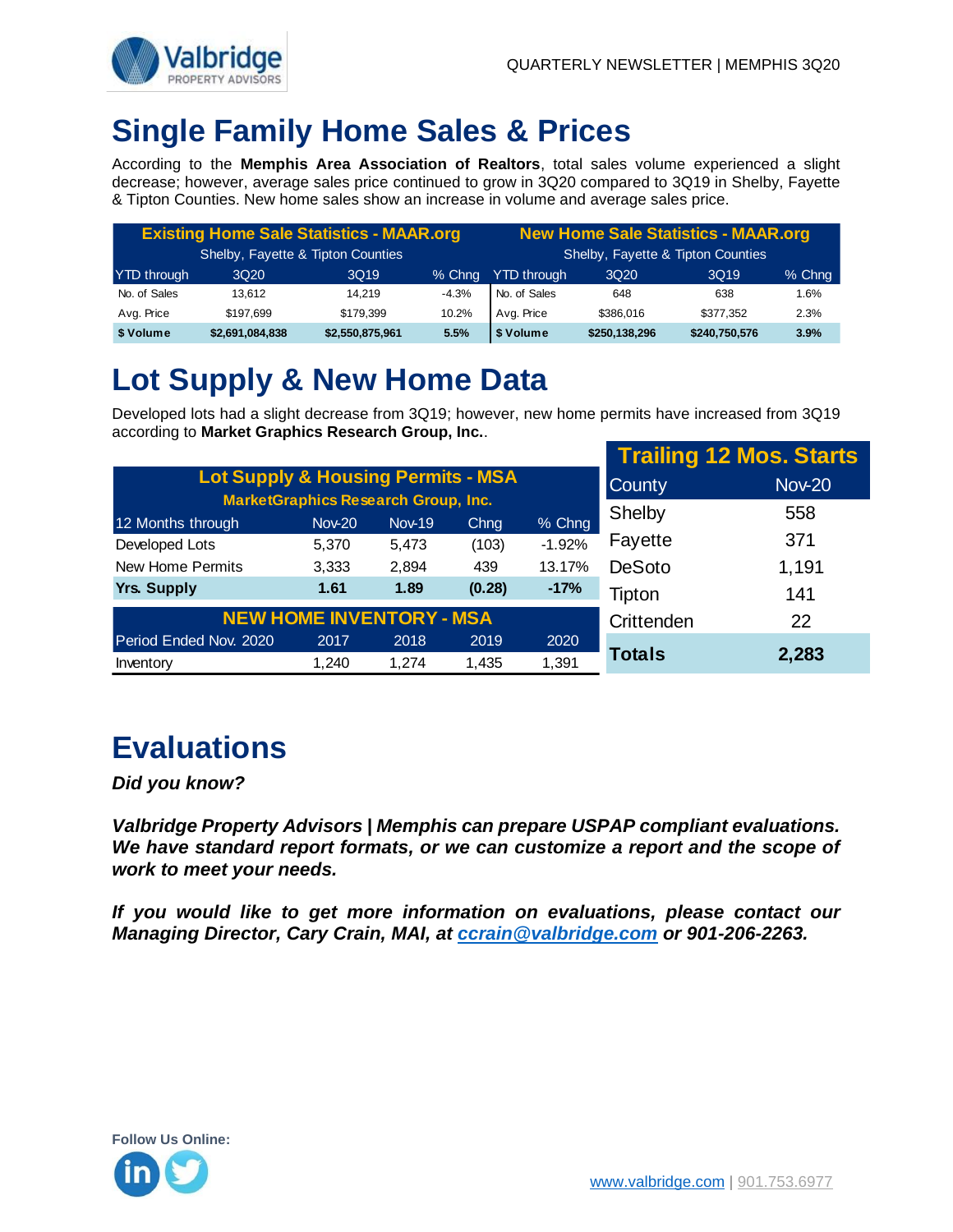# Single Family Home Sales & Prices

According to the **Memphis Area Association of Realtors**, total sales volume experienced a slight decrease; however, average sales price continued to grow in 3Q20 compared to 3Q19 in Shelby, Fayette & Tipton Counties. New home sales show an increase in volume and average sales price.

| Existing Home Sale Statistics - MAAR.org Shelby, Fayette & Tipton Counties | | | |
|---|---|---|---|
| YTD through | 3Q20 | 3Q19 | % Chng |
| No. of Sales | 13,612 | 14,219 | -4.3% |
| Avg. Price | $197,699 | $179,399 | 10.2% |
| **$ Volume** | **$2,691,084,838** | **$2,550,875,961** | **5.5%** |

| New Home Sale Statistics - MAAR.org Shelby, Fayette & Tipton Counties | | | |
|---|---|---|---|
| YTD through | 3Q20 | 3Q19 | % Chng |
| No. of Sales | 648 | 638 | 1.6% |
| Avg. Price | $386,016 | $377,352 | 2.3% |
| **$ Volume** | **$250,138,296** | **$240,750,576** | **3.9%** |

# Lot Supply & New Home Data

Developed lots had a slight decrease from 3Q19; however, new home permits have increased from 3Q19 according to **Market Graphics Research Group, Inc.**.

| Lot Supply & Housing Permits - MSA MarketGraphics Research Group, Inc. | | | | |
|---|---|---|---|---|
| 12 Months through | Nov-20 | Nov-19 | Chng | % Chng |
| Developed Lots | 5,370 | 5,473 | (103) | -1.92% |
| New Home Permits | 3,333 | 2,894 | 439 | 13.17% |
| **Yrs. Supply** | **1.61** | **1.89** | **(0.28)** | **-17%** |

| NEW HOME INVENTORY - MSA | | | | |
|---|---|---|---|---|
| Period Ended Nov. 2020 | 2017 | 2018 | 2019 | 2020 |
| Inventory | 1,240 | 1,274 | 1,435 | 1,391 |

| Trailing 12 Mos. Starts | |
|---|---|
| County | Nov-20 |
| Shelby | 558 |
| Fayette | 371 |
| DeSoto | 1,191 |
| Tipton | 141 |
| Crittenden | 22 |
| **Totals** | **2,283** |

# Evaluations

***Did you know?***

***Valbridge Property Advisors | Memphis can prepare USPAP compliant evaluations. We have standard report formats, or we can customize a report and the scope of work to meet your needs.***

***If you would like to get more information on evaluations, please contact our Managing Director, Cary Crain, MAI, at ccrain@valbridge.com or 901-206-2263.***

**Follow Us Online:**

www.valbridge.com | 901.753.6977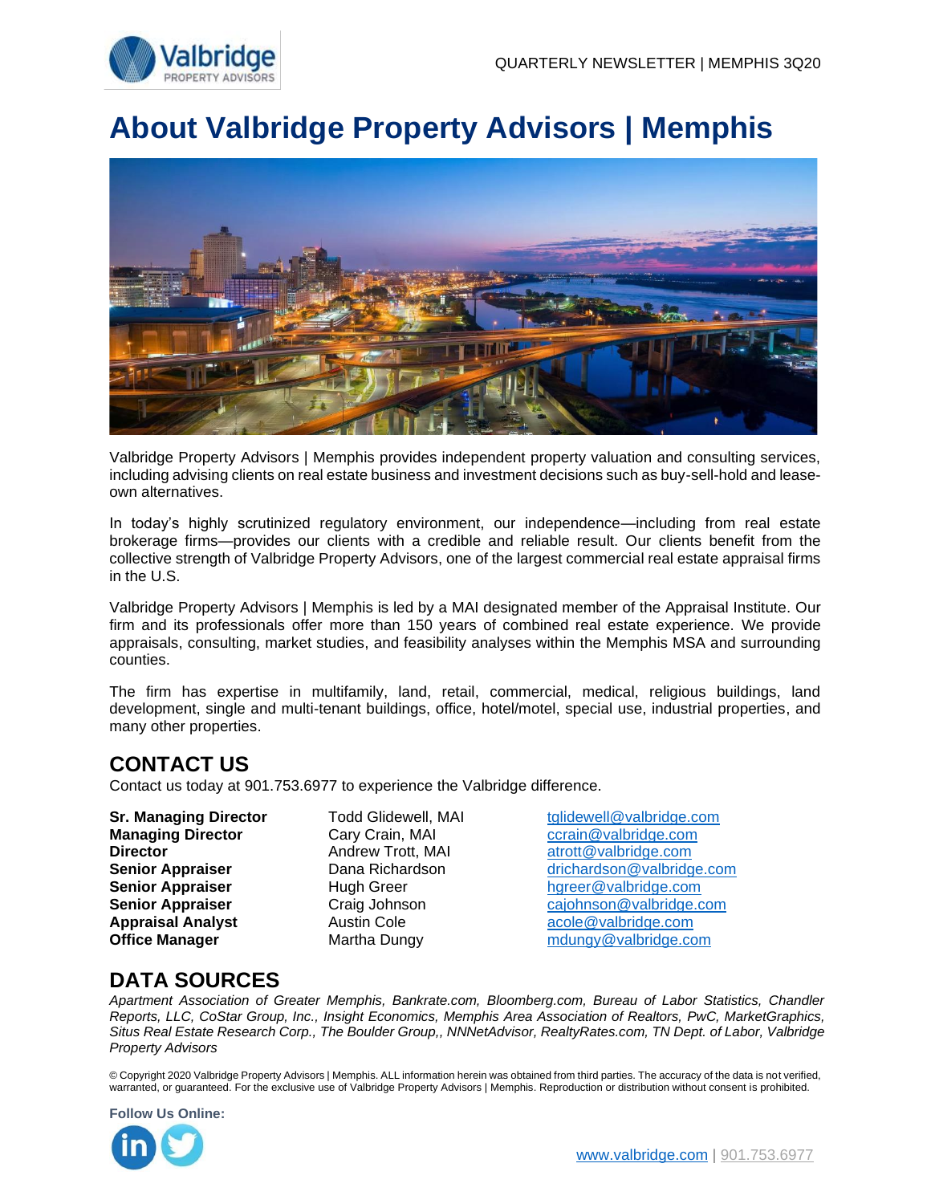# About Valbridge Property Advisors | Memphis

Valbridge Property Advisors | Memphis provides independent property valuation and consulting services, including advising clients on real estate business and investment decisions such as buy-sell-hold and lease-own alternatives.

In today's highly scrutinized regulatory environment, our independence—including from real estate brokerage firms—provides our clients with a credible and reliable result. Our clients benefit from the collective strength of Valbridge Property Advisors, one of the largest commercial real estate appraisal firms in the U.S.

Valbridge Property Advisors | Memphis is led by a MAI designated member of the Appraisal Institute. Our firm and its professionals offer more than 150 years of combined real estate experience. We provide appraisals, consulting, market studies, and feasibility analyses within the Memphis MSA and surrounding counties.

The firm has expertise in multifamily, land, retail, commercial, medical, religious buildings, land development, single and multi-tenant buildings, office, hotel/motel, special use, industrial properties, and many other properties.

## CONTACT US

Contact us today at 901.753.6977 to experience the Valbridge difference.

| | | |
|---|---|---|
| **Sr. Managing Director** | Todd Glidewell, MAI | tglidewell@valbridge.com |
| **Managing Director** | Cary Crain, MAI | ccrain@valbridge.com |
| **Director** | Andrew Trott, MAI | atrott@valbridge.com |
| **Senior Appraiser** | Dana Richardson | drichardson@valbridge.com |
| **Senior Appraiser** | Hugh Greer | hgreer@valbridge.com |
| **Senior Appraiser** | Craig Johnson | cajohnson@valbridge.com |
| **Appraisal Analyst** | Austin Cole | acole@valbridge.com |
| **Office Manager** | Martha Dungy | mdungy@valbridge.com |

## DATA SOURCES

*Apartment Association of Greater Memphis, Bankrate.com, Bloomberg.com, Bureau of Labor Statistics, Chandler Reports, LLC, CoStar Group, Inc., Insight Economics, Memphis Area Association of Realtors, PwC, MarketGraphics, Situs Real Estate Research Corp., The Boulder Group,, NNNetAdvisor, RealtyRates.com, TN Dept. of Labor, Valbridge Property Advisors*

© Copyright 2020 Valbridge Property Advisors | Memphis. ALL information herein was obtained from third parties. The accuracy of the data is not verified, warranted, or guaranteed. For the exclusive use of Valbridge Property Advisors | Memphis. Reproduction or distribution without consent is prohibited.

**Follow Us Online:**

www.valbridge.com | 901.753.6977